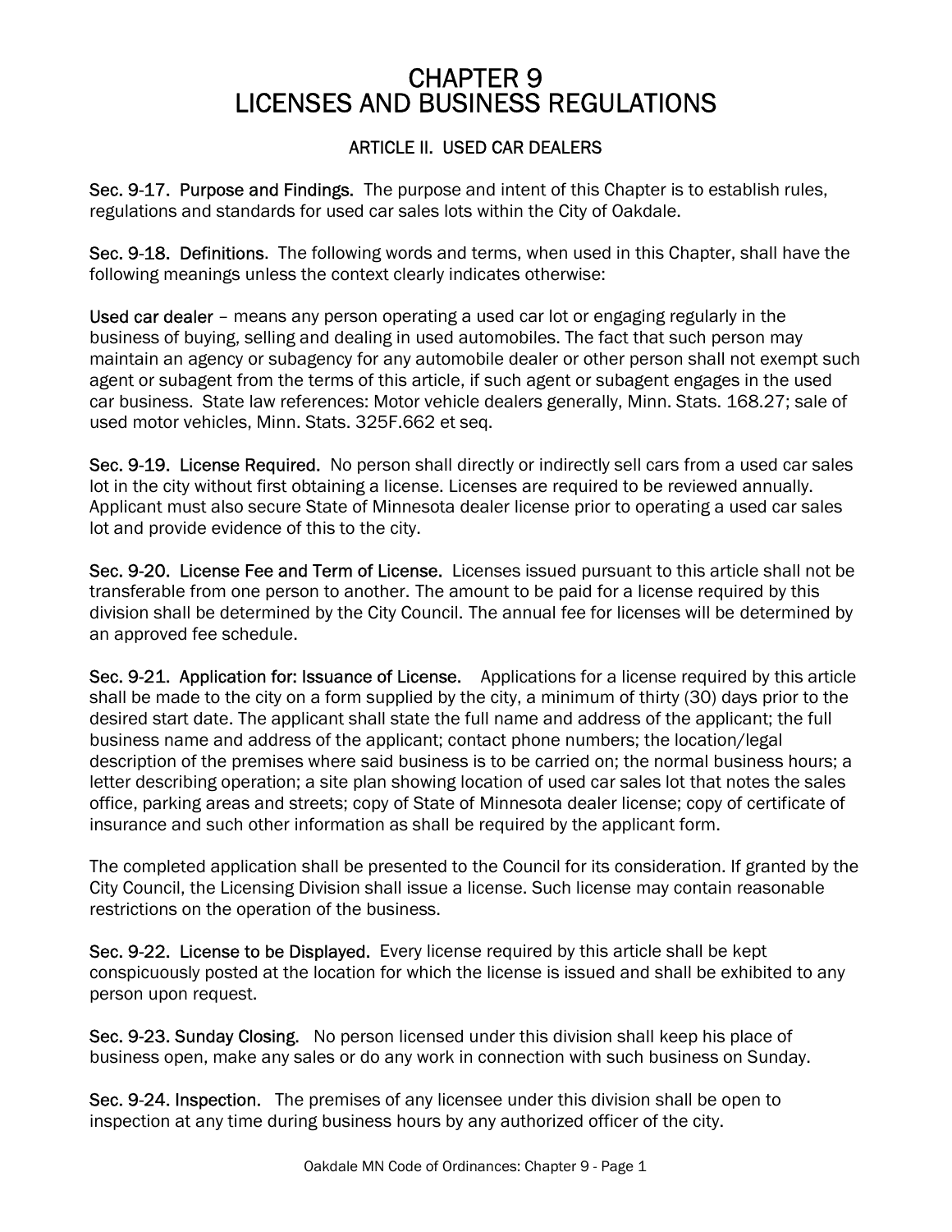# CHAPTER 9
# LICENSES AND BUSINESS REGULATIONS

## ARTICLE II. USED CAR DEALERS

**Sec. 9-17. Purpose and Findings.** The purpose and intent of this Chapter is to establish rules, regulations and standards for used car sales lots within the City of Oakdale.

**Sec. 9-18. Definitions.** The following words and terms, when used in this Chapter, shall have the following meanings unless the context clearly indicates otherwise:

**Used car dealer** – means any person operating a used car lot or engaging regularly in the business of buying, selling and dealing in used automobiles. The fact that such person may maintain an agency or subagency for any automobile dealer or other person shall not exempt such agent or subagent from the terms of this article, if such agent or subagent engages in the used car business. State law references: Motor vehicle dealers generally, Minn. Stats. 168.27; sale of used motor vehicles, Minn. Stats. 325F.662 et seq.

**Sec. 9-19. License Required.** No person shall directly or indirectly sell cars from a used car sales lot in the city without first obtaining a license. Licenses are required to be reviewed annually. Applicant must also secure State of Minnesota dealer license prior to operating a used car sales lot and provide evidence of this to the city.

**Sec. 9-20. License Fee and Term of License.** Licenses issued pursuant to this article shall not be transferable from one person to another. The amount to be paid for a license required by this division shall be determined by the City Council. The annual fee for licenses will be determined by an approved fee schedule.

**Sec. 9-21. Application for: Issuance of License.** Applications for a license required by this article shall be made to the city on a form supplied by the city, a minimum of thirty (30) days prior to the desired start date. The applicant shall state the full name and address of the applicant; the full business name and address of the applicant; contact phone numbers; the location/legal description of the premises where said business is to be carried on; the normal business hours; a letter describing operation; a site plan showing location of used car sales lot that notes the sales office, parking areas and streets; copy of State of Minnesota dealer license; copy of certificate of insurance and such other information as shall be required by the applicant form.

The completed application shall be presented to the Council for its consideration. If granted by the City Council, the Licensing Division shall issue a license. Such license may contain reasonable restrictions on the operation of the business.

**Sec. 9-22. License to be Displayed.** Every license required by this article shall be kept conspicuously posted at the location for which the license is issued and shall be exhibited to any person upon request.

**Sec. 9-23. Sunday Closing.** No person licensed under this division shall keep his place of business open, make any sales or do any work in connection with such business on Sunday.

**Sec. 9-24. Inspection.** The premises of any licensee under this division shall be open to inspection at any time during business hours by any authorized officer of the city.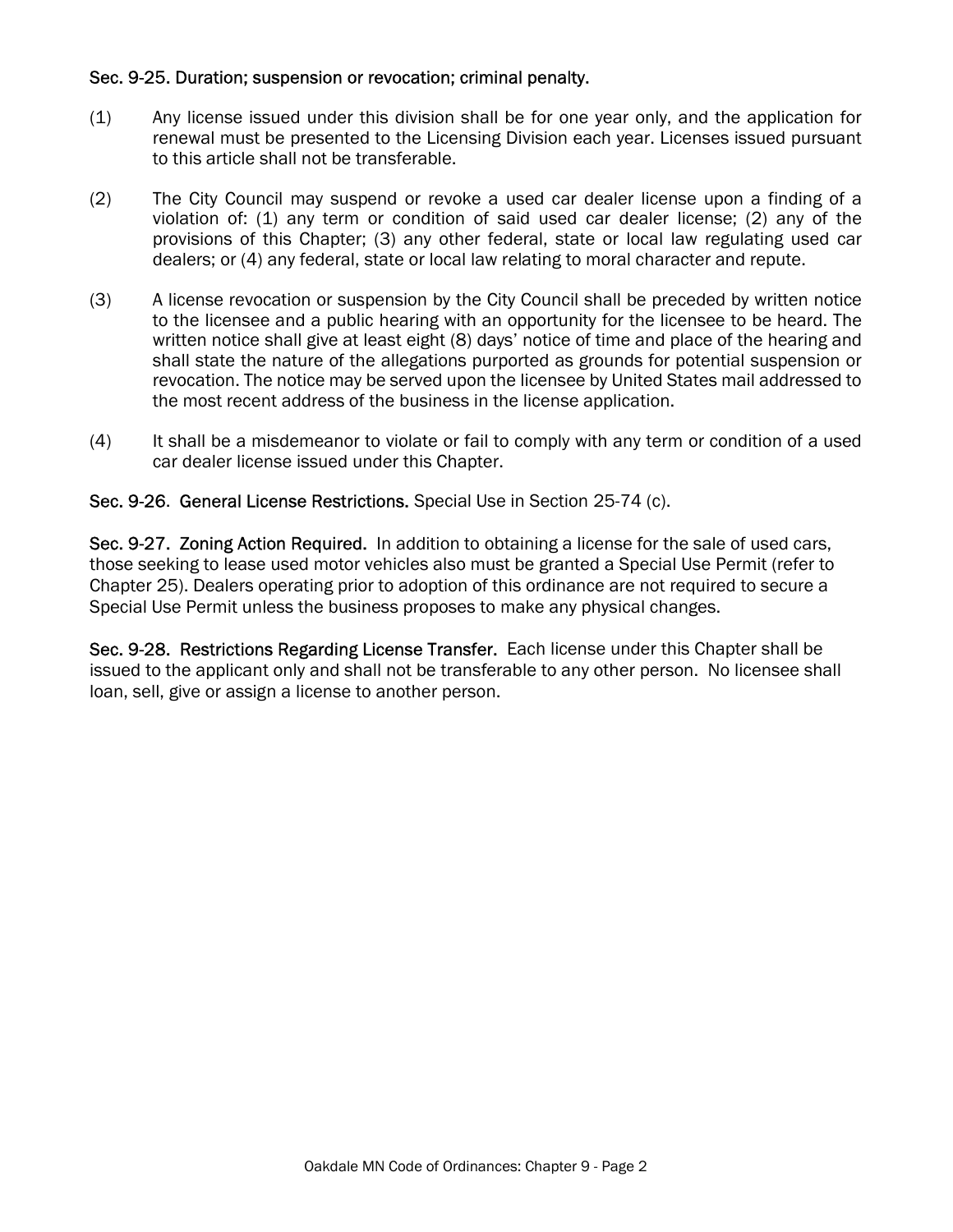### Sec. 9-25. Duration; suspension or revocation; criminal penalty.

(1) Any license issued under this division shall be for one year only, and the application for renewal must be presented to the Licensing Division each year. Licenses issued pursuant to this article shall not be transferable.

(2) The City Council may suspend or revoke a used car dealer license upon a finding of a violation of: (1) any term or condition of said used car dealer license; (2) any of the provisions of this Chapter; (3) any other federal, state or local law regulating used car dealers; or (4) any federal, state or local law relating to moral character and repute.

(3) A license revocation or suspension by the City Council shall be preceded by written notice to the licensee and a public hearing with an opportunity for the licensee to be heard. The written notice shall give at least eight (8) days' notice of time and place of the hearing and shall state the nature of the allegations purported as grounds for potential suspension or revocation. The notice may be served upon the licensee by United States mail addressed to the most recent address of the business in the license application.

(4) It shall be a misdemeanor to violate or fail to comply with any term or condition of a used car dealer license issued under this Chapter.

**Sec. 9-26. General License Restrictions.** Special Use in Section 25-74 (c).

**Sec. 9-27. Zoning Action Required.** In addition to obtaining a license for the sale of used cars, those seeking to lease used motor vehicles also must be granted a Special Use Permit (refer to Chapter 25). Dealers operating prior to adoption of this ordinance are not required to secure a Special Use Permit unless the business proposes to make any physical changes.

**Sec. 9-28. Restrictions Regarding License Transfer.** Each license under this Chapter shall be issued to the applicant only and shall not be transferable to any other person. No licensee shall loan, sell, give or assign a license to another person.